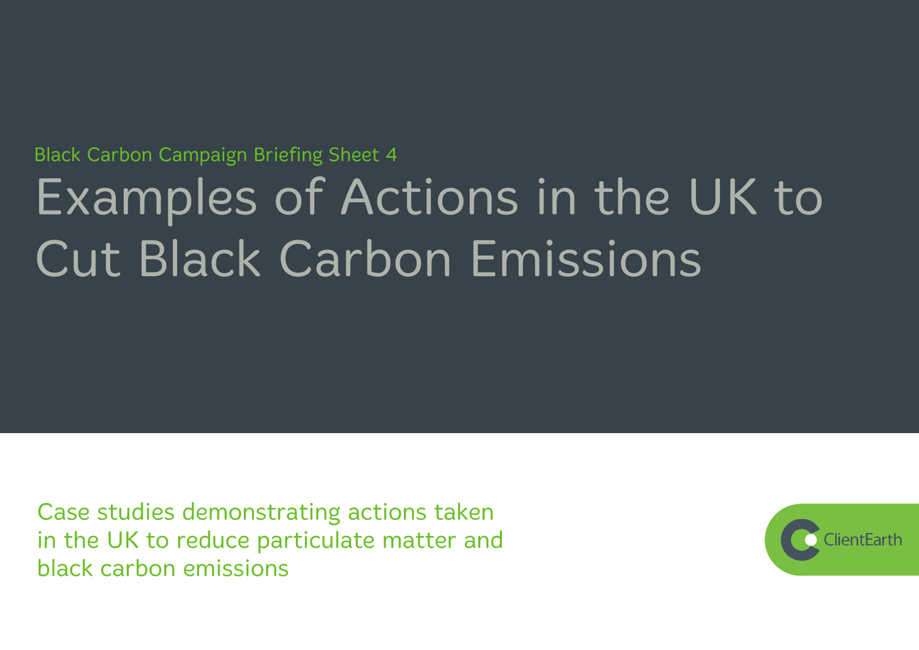Black Carbon Campaign Briefing Sheet 4

# Examples of Actions in the UK to Cut Black Carbon Emissions

Case studies demonstrating actions taken in the UK to reduce particulate matter and black carbon emissions

ClientEarth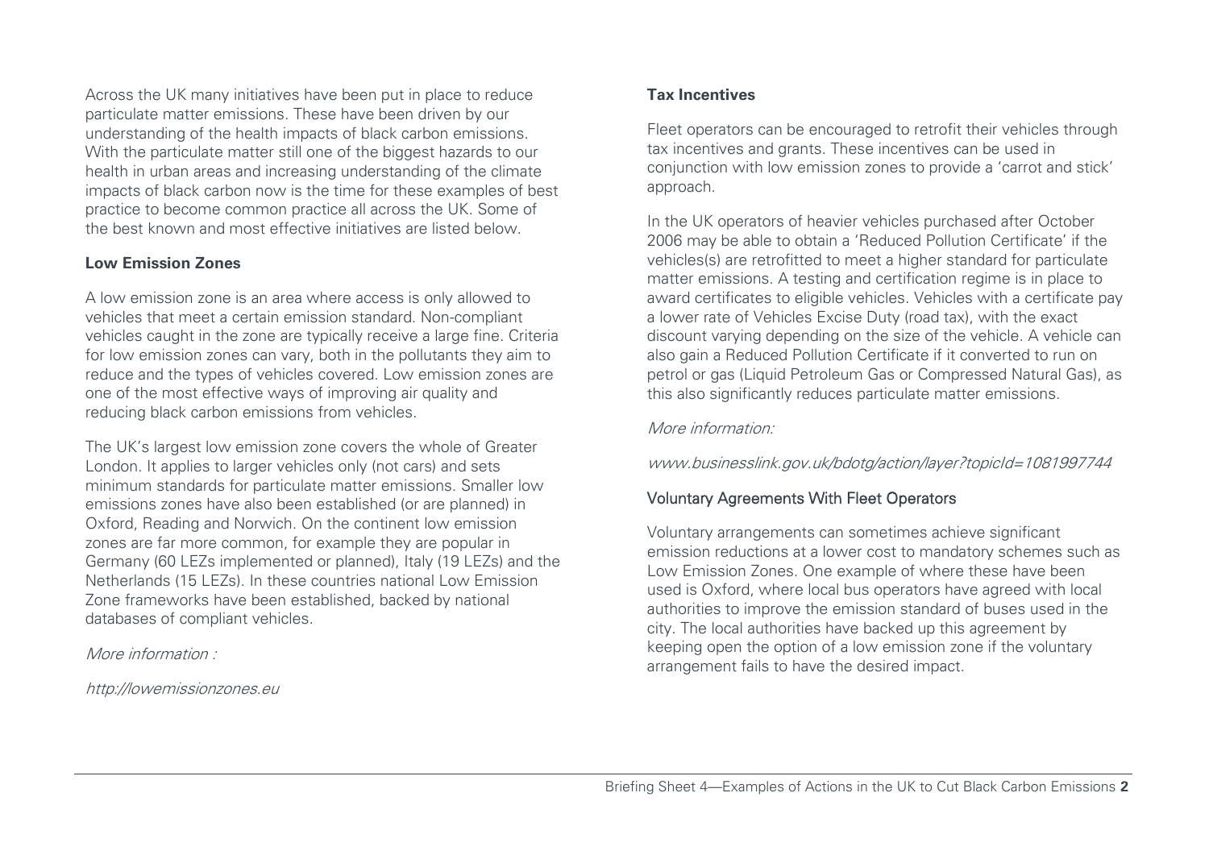Across the UK many initiatives have been put in place to reduce particulate matter emissions. These have been driven by our understanding of the health impacts of black carbon emissions. With the particulate matter still one of the biggest hazards to our health in urban areas and increasing understanding of the climate impacts of black carbon now is the time for these examples of best practice to become common practice all across the UK. Some of the best known and most effective initiatives are listed below.

**Low Emission Zones**

A low emission zone is an area where access is only allowed to vehicles that meet a certain emission standard. Non-compliant vehicles caught in the zone are typically receive a large fine. Criteria for low emission zones can vary, both in the pollutants they aim to reduce and the types of vehicles covered. Low emission zones are one of the most effective ways of improving air quality and reducing black carbon emissions from vehicles.

The UK's largest low emission zone covers the whole of Greater London. It applies to larger vehicles only (not cars) and sets minimum standards for particulate matter emissions. Smaller low emissions zones have also been established (or are planned) in Oxford, Reading and Norwich. On the continent low emission zones are far more common, for example they are popular in Germany (60 LEZs implemented or planned), Italy (19 LEZs) and the Netherlands (15 LEZs). In these countries national Low Emission Zone frameworks have been established, backed by national databases of compliant vehicles.

*More information :*

*http://lowemissionzones.eu*

**Tax Incentives**

Fleet operators can be encouraged to retrofit their vehicles through tax incentives and grants. These incentives can be used in conjunction with low emission zones to provide a 'carrot and stick' approach.

In the UK operators of heavier vehicles purchased after October 2006 may be able to obtain a 'Reduced Pollution Certificate' if the vehicles(s) are retrofitted to meet a higher standard for particulate matter emissions. A testing and certification regime is in place to award certificates to eligible vehicles. Vehicles with a certificate pay a lower rate of Vehicles Excise Duty (road tax), with the exact discount varying depending on the size of the vehicle. A vehicle can also gain a Reduced Pollution Certificate if it converted to run on petrol or gas (Liquid Petroleum Gas or Compressed Natural Gas), as this also significantly reduces particulate matter emissions.

*More information:*

*www.businesslink.gov.uk/bdotg/action/layer?topicId=1081997744*

Voluntary Agreements With Fleet Operators

Voluntary arrangements can sometimes achieve significant emission reductions at a lower cost to mandatory schemes such as Low Emission Zones. One example of where these have been used is Oxford, where local bus operators have agreed with local authorities to improve the emission standard of buses used in the city. The local authorities have backed up this agreement by keeping open the option of a low emission zone if the voluntary arrangement fails to have the desired impact.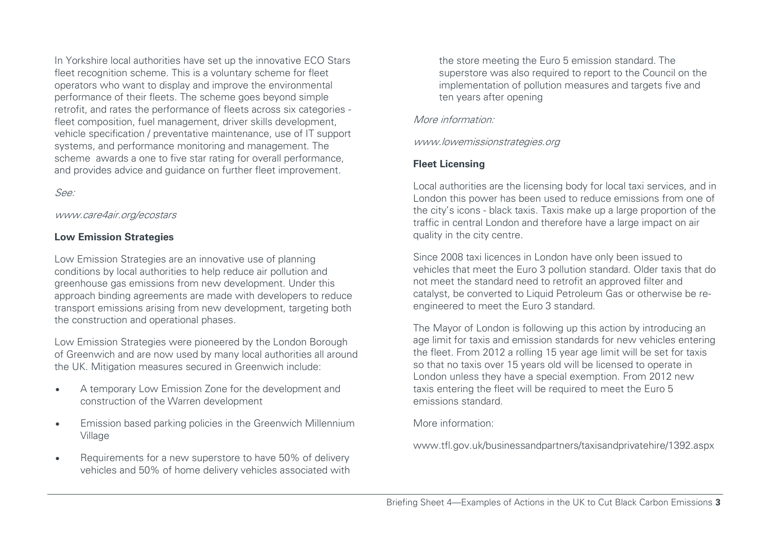In Yorkshire local authorities have set up the innovative ECO Stars fleet recognition scheme. This is a voluntary scheme for fleet operators who want to display and improve the environmental performance of their fleets. The scheme goes beyond simple retrofit, and rates the performance of fleets across six categories - fleet composition, fuel management, driver skills development, vehicle specification / preventative maintenance, use of IT support systems, and performance monitoring and management. The scheme awards a one to five star rating for overall performance, and provides advice and guidance on further fleet improvement.

*See:*

*www.care4air.org/ecostars*

**Low Emission Strategies**

Low Emission Strategies are an innovative use of planning conditions by local authorities to help reduce air pollution and greenhouse gas emissions from new development. Under this approach binding agreements are made with developers to reduce transport emissions arising from new development, targeting both the construction and operational phases.

Low Emission Strategies were pioneered by the London Borough of Greenwich and are now used by many local authorities all around the UK. Mitigation measures secured in Greenwich include:

- A temporary Low Emission Zone for the development and construction of the Warren development
- Emission based parking policies in the Greenwich Millennium Village
- Requirements for a new superstore to have 50% of delivery vehicles and 50% of home delivery vehicles associated with the store meeting the Euro 5 emission standard. The superstore was also required to report to the Council on the implementation of pollution measures and targets five and ten years after opening

*More information:*

*www.lowemissionstrategies.org*

**Fleet Licensing**

Local authorities are the licensing body for local taxi services, and in London this power has been used to reduce emissions from one of the city's icons - black taxis. Taxis make up a large proportion of the traffic in central London and therefore have a large impact on air quality in the city centre.

Since 2008 taxi licences in London have only been issued to vehicles that meet the Euro 3 pollution standard. Older taxis that do not meet the standard need to retrofit an approved filter and catalyst, be converted to Liquid Petroleum Gas or otherwise be re-engineered to meet the Euro 3 standard.

The Mayor of London is following up this action by introducing an age limit for taxis and emission standards for new vehicles entering the fleet. From 2012 a rolling 15 year age limit will be set for taxis so that no taxis over 15 years old will be licensed to operate in London unless they have a special exemption. From 2012 new taxis entering the fleet will be required to meet the Euro 5 emissions standard.

More information:

www.tfl.gov.uk/businessandpartners/taxisandprivatehire/1392.aspx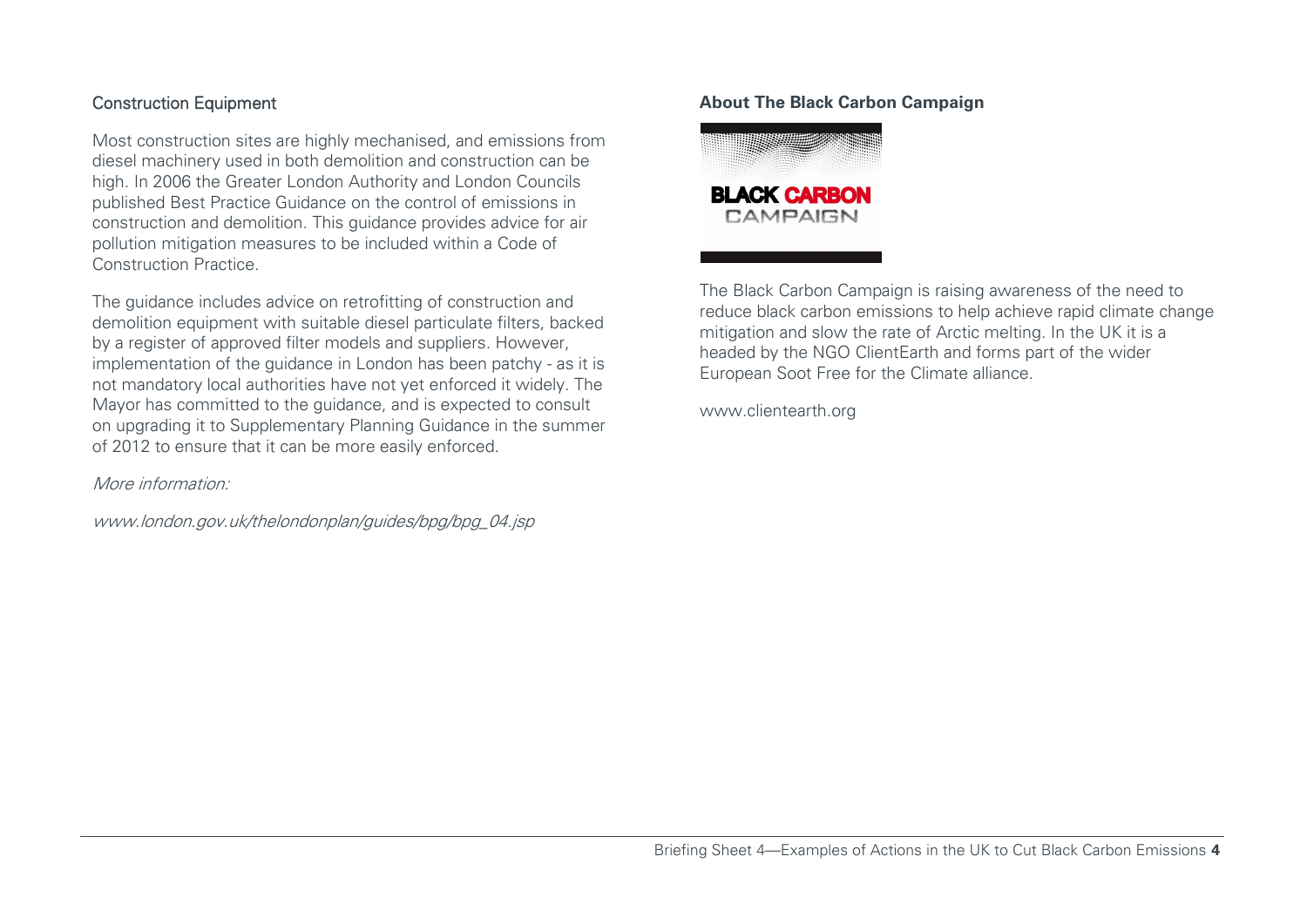## Construction Equipment

Most construction sites are highly mechanised, and emissions from diesel machinery used in both demolition and construction can be high. In 2006 the Greater London Authority and London Councils published Best Practice Guidance on the control of emissions in construction and demolition. This guidance provides advice for air pollution mitigation measures to be included within a Code of Construction Practice.

The guidance includes advice on retrofitting of construction and demolition equipment with suitable diesel particulate filters, backed by a register of approved filter models and suppliers. However, implementation of the guidance in London has been patchy - as it is not mandatory local authorities have not yet enforced it widely. The Mayor has committed to the guidance, and is expected to consult on upgrading it to Supplementary Planning Guidance in the summer of 2012 to ensure that it can be more easily enforced.

*More information:*

*www.london.gov.uk/thelondonplan/guides/bpg/bpg_04.jsp*

## About The Black Carbon Campaign

BLACK CARBON CAMPAIGN

The Black Carbon Campaign is raising awareness of the need to reduce black carbon emissions to help achieve rapid climate change mitigation and slow the rate of Arctic melting. In the UK it is a headed by the NGO ClientEarth and forms part of the wider European Soot Free for the Climate alliance.

www.clientearth.org